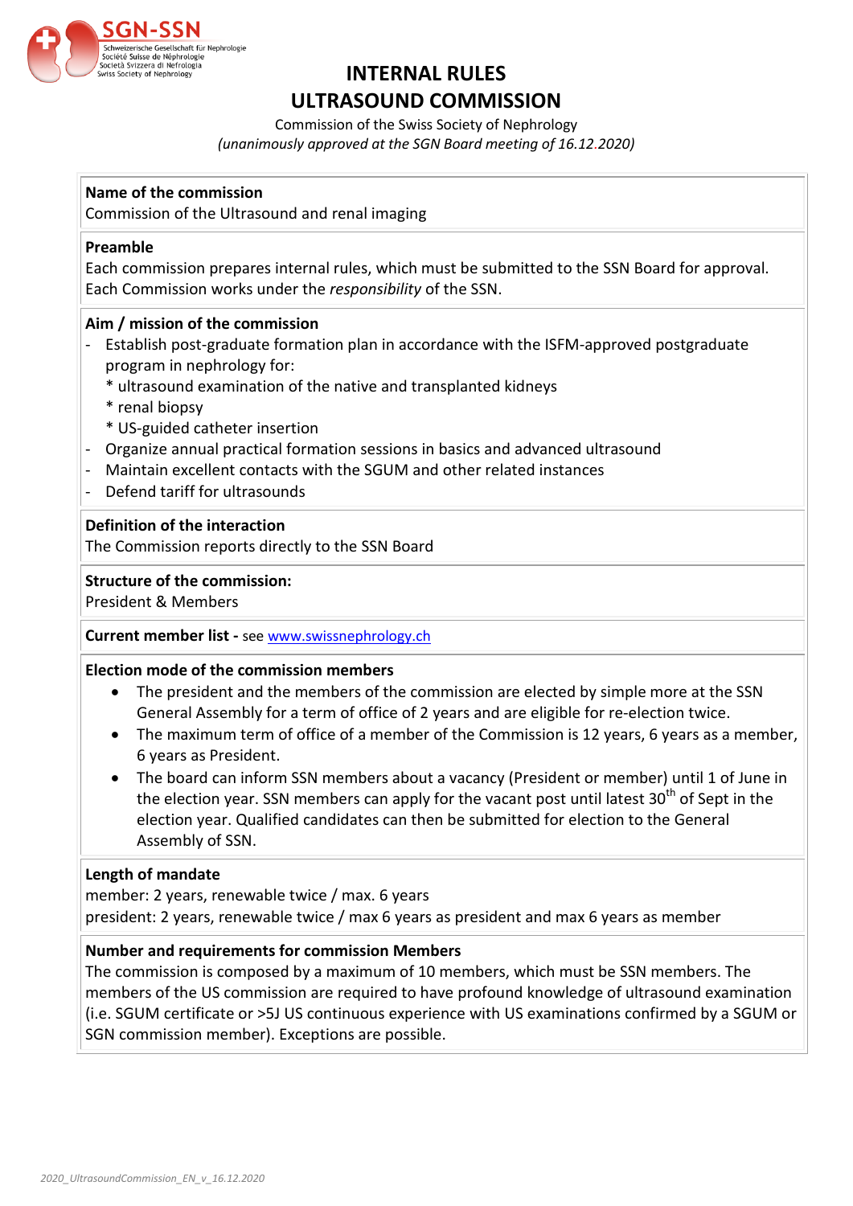# INTERNAL RULES
# ULTRASOUND COMMISSION

Commission of the Swiss Society of Nephrology

*(unanimously approved at the SGN Board meeting of 16.12.2020)*

**Name of the commission**

Commission of the Ultrasound and renal imaging

**Preamble**

Each commission prepares internal rules, which must be submitted to the SSN Board for approval. Each Commission works under the *responsibility* of the SSN.

**Aim / mission of the commission**

- Establish post-graduate formation plan in accordance with the ISFM-approved postgraduate program in nephrology for:
  * ultrasound examination of the native and transplanted kidneys
  * renal biopsy
  * US-guided catheter insertion
- Organize annual practical formation sessions in basics and advanced ultrasound
- Maintain excellent contacts with the SGUM and other related instances
- Defend tariff for ultrasounds

**Definition of the interaction**

The Commission reports directly to the SSN Board

**Structure of the commission:**

President & Members

**Current member list -** see [www.swissnephrology.ch](www.swissnephrology.ch)

**Election mode of the commission members**

- The president and the members of the commission are elected by simple more at the SSN General Assembly for a term of office of 2 years and are eligible for re-election twice.
- The maximum term of office of a member of the Commission is 12 years, 6 years as a member, 6 years as President.
- The board can inform SSN members about a vacancy (President or member) until 1 of June in the election year. SSN members can apply for the vacant post until latest 30th of Sept in the election year. Qualified candidates can then be submitted for election to the General Assembly of SSN.

**Length of mandate**

member: 2 years, renewable twice / max. 6 years

president: 2 years, renewable twice / max 6 years as president and max 6 years as member

**Number and requirements for commission Members**

The commission is composed by a maximum of 10 members, which must be SSN members. The members of the US commission are required to have profound knowledge of ultrasound examination (i.e. SGUM certificate or >5J US continuous experience with US examinations confirmed by a SGUM or SGN commission member). Exceptions are possible.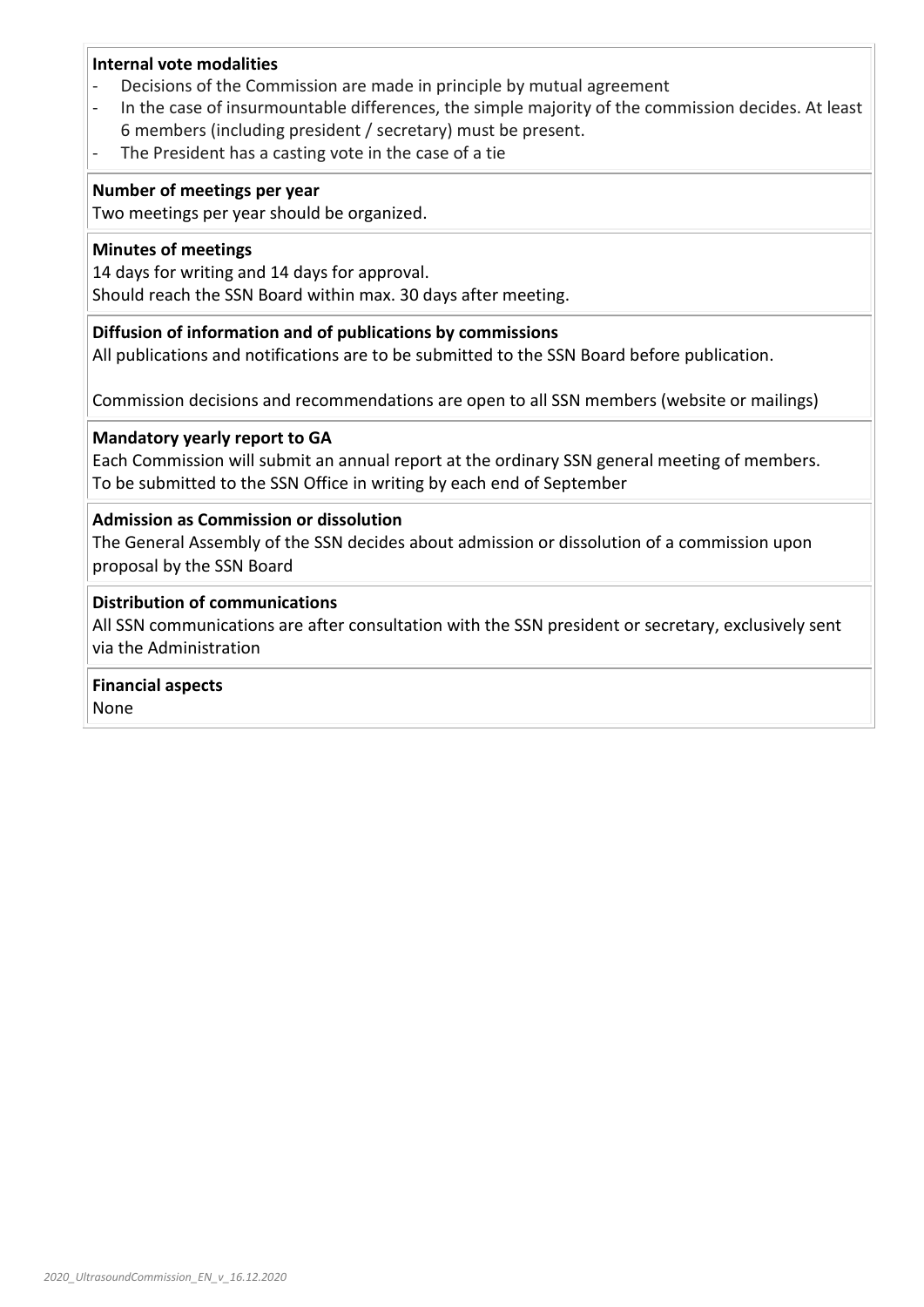**Internal vote modalities**

- Decisions of the Commission are made in principle by mutual agreement
- In the case of insurmountable differences, the simple majority of the commission decides. At least 6 members (including president / secretary) must be present.
- The President has a casting vote in the case of a tie

**Number of meetings per year**

Two meetings per year should be organized.

**Minutes of meetings**

14 days for writing and 14 days for approval.
Should reach the SSN Board within max. 30 days after meeting.

**Diffusion of information and of publications by commissions**

All publications and notifications are to be submitted to the SSN Board before publication.

Commission decisions and recommendations are open to all SSN members (website or mailings)

**Mandatory yearly report to GA**

Each Commission will submit an annual report at the ordinary SSN general meeting of members.
To be submitted to the SSN Office in writing by each end of September

**Admission as Commission or dissolution**

The General Assembly of the SSN decides about admission or dissolution of a commission upon proposal by the SSN Board

**Distribution of communications**

All SSN communications are after consultation with the SSN president or secretary, exclusively sent via the Administration

**Financial aspects**

None

*2020_UltrasoundCommission_EN_v_16.12.2020*